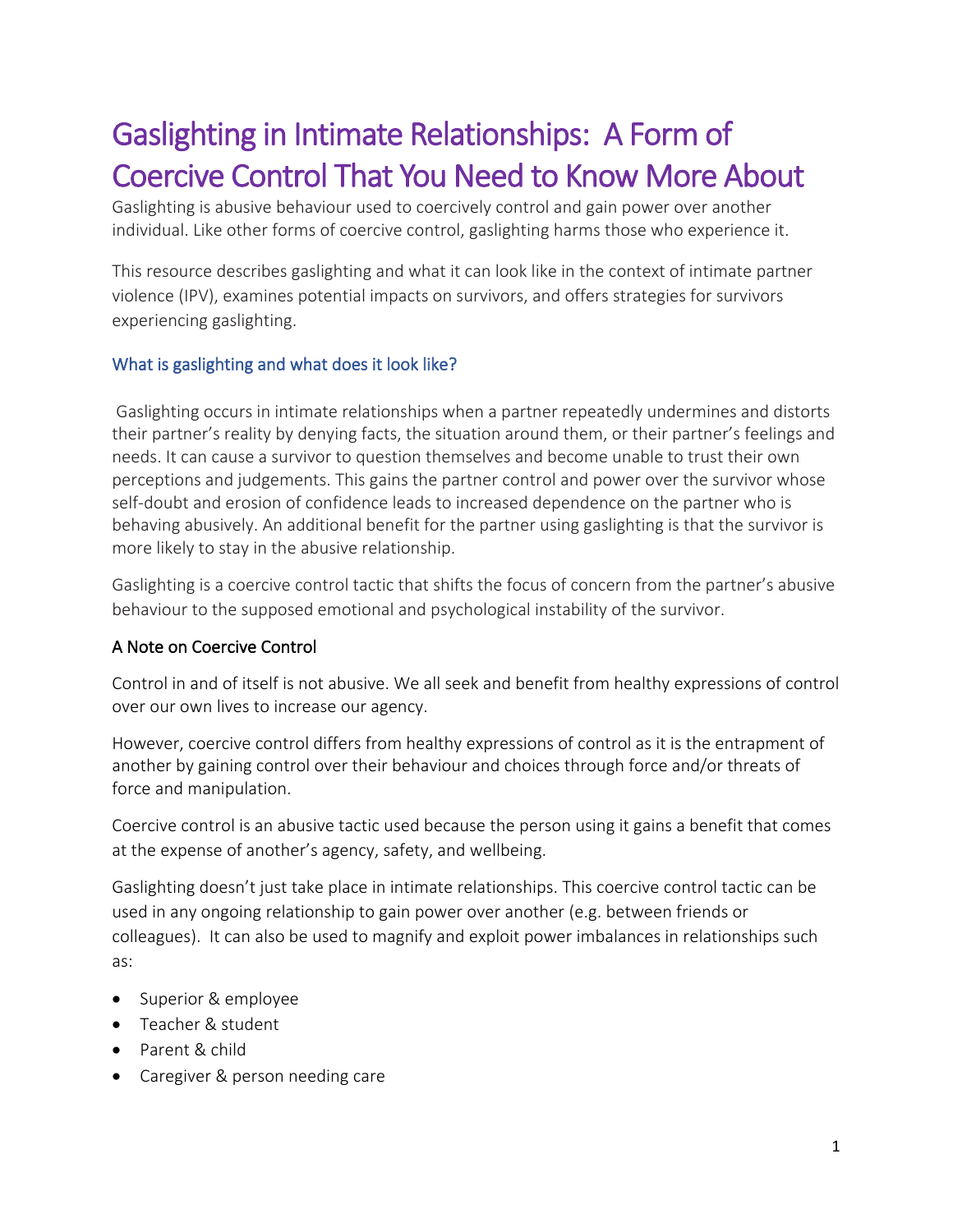# Gaslighting in Intimate Relationships: A Form of Coercive Control That You Need to Know More About

Gaslighting is abusive behaviour used to coercively control and gain power over another individual. Like other forms of coercive control, gaslighting harms those who experience it.

This resource describes gaslighting and what it can look like in the context of intimate partner violence (IPV), examines potential impacts on survivors, and offers strategies for survivors experiencing gaslighting.

## What is gaslighting and what does it look like?

Gaslighting occurs in intimate relationships when a partner repeatedly undermines and distorts their partner's reality by denying facts, the situation around them, or their partner's feelings and needs. It can cause a survivor to question themselves and become unable to trust their own perceptions and judgements. This gains the partner control and power over the survivor whose self-doubt and erosion of confidence leads to increased dependence on the partner who is behaving abusively. An additional benefit for the partner using gaslighting is that the survivor is more likely to stay in the abusive relationship.

Gaslighting is a coercive control tactic that shifts the focus of concern from the partner's abusive behaviour to the supposed emotional and psychological instability of the survivor.

### A Note on Coercive Control

Control in and of itself is not abusive. We all seek and benefit from healthy expressions of control over our own lives to increase our agency.

However, coercive control differs from healthy expressions of control as it is the entrapment of another by gaining control over their behaviour and choices through force and/or threats of force and manipulation.

Coercive control is an abusive tactic used because the person using it gains a benefit that comes at the expense of another's agency, safety, and wellbeing.

Gaslighting doesn't just take place in intimate relationships. This coercive control tactic can be used in any ongoing relationship to gain power over another (e.g. between friends or colleagues). It can also be used to magnify and exploit power imbalances in relationships such as:

- Superior & employee
- Teacher & student
- Parent & child
- Caregiver & person needing care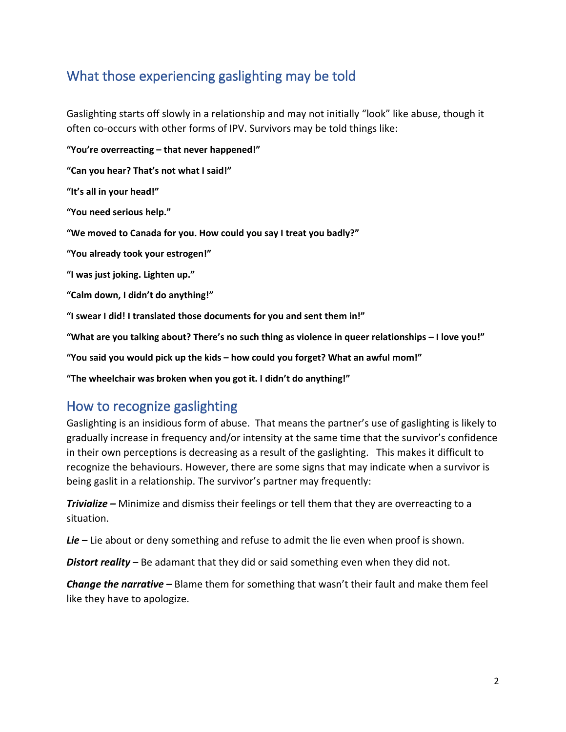## What those experiencing gaslighting may be told

Gaslighting starts off slowly in a relationship and may not initially "look" like abuse, though it often co-occurs with other forms of IPV. Survivors may be told things like:

**"You're overreacting – that never happened!"**

**"Can you hear? That's not what I said!"**

**"It's all in your head!"**

**"You need serious help."**

**"We moved to Canada for you. How could you say I treat you badly?"**

**"You already took your estrogen!"**

**"I was just joking. Lighten up."**

**"Calm down, I didn't do anything!"**

**"I swear I did! I translated those documents for you and sent them in!"**

**"What are you talking about? There's no such thing as violence in queer relationships – I love you!"**

**"You said you would pick up the kids – how could you forget? What an awful mom!"**

**"The wheelchair was broken when you got it. I didn't do anything!"**

## How to recognize gaslighting

Gaslighting is an insidious form of abuse. That means the partner's use of gaslighting is likely to gradually increase in frequency and/or intensity at the same time that the survivor's confidence in their own perceptions is decreasing as a result of the gaslighting. This makes it difficult to recognize the behaviours. However, there are some signs that may indicate when a survivor is being gaslit in a relationship. The survivor's partner may frequently:

***Trivialize*** **–** Minimize and dismiss their feelings or tell them that they are overreacting to a situation.

***Lie*** **–** Lie about or deny something and refuse to admit the lie even when proof is shown.

***Distort reality*** – Be adamant that they did or said something even when they did not.

***Change the narrative*** **–** Blame them for something that wasn't their fault and make them feel like they have to apologize.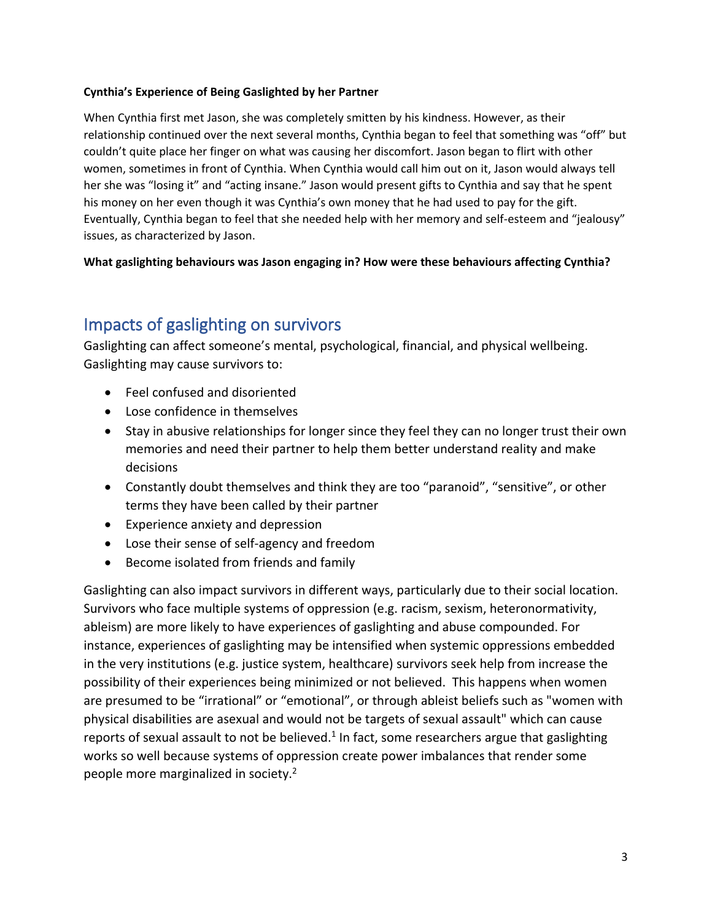**Cynthia's Experience of Being Gaslighted by her Partner**

When Cynthia first met Jason, she was completely smitten by his kindness. However, as their relationship continued over the next several months, Cynthia began to feel that something was "off" but couldn't quite place her finger on what was causing her discomfort. Jason began to flirt with other women, sometimes in front of Cynthia. When Cynthia would call him out on it, Jason would always tell her she was "losing it" and "acting insane." Jason would present gifts to Cynthia and say that he spent his money on her even though it was Cynthia's own money that he had used to pay for the gift. Eventually, Cynthia began to feel that she needed help with her memory and self-esteem and "jealousy" issues, as characterized by Jason.

**What gaslighting behaviours was Jason engaging in? How were these behaviours affecting Cynthia?**

## Impacts of gaslighting on survivors

Gaslighting can affect someone's mental, psychological, financial, and physical wellbeing. Gaslighting may cause survivors to:

- Feel confused and disoriented
- Lose confidence in themselves
- Stay in abusive relationships for longer since they feel they can no longer trust their own memories and need their partner to help them better understand reality and make decisions
- Constantly doubt themselves and think they are too "paranoid", "sensitive", or other terms they have been called by their partner
- Experience anxiety and depression
- Lose their sense of self-agency and freedom
- Become isolated from friends and family

Gaslighting can also impact survivors in different ways, particularly due to their social location. Survivors who face multiple systems of oppression (e.g. racism, sexism, heteronormativity, ableism) are more likely to have experiences of gaslighting and abuse compounded. For instance, experiences of gaslighting may be intensified when systemic oppressions embedded in the very institutions (e.g. justice system, healthcare) survivors seek help from increase the possibility of their experiences being minimized or not believed. This happens when women are presumed to be "irrational" or "emotional", or through ableist beliefs such as "women with physical disabilities are asexual and would not be targets of sexual assault" which can cause reports of sexual assault to not be believed.[1] In fact, some researchers argue that gaslighting works so well because systems of oppression create power imbalances that render some people more marginalized in society.[2]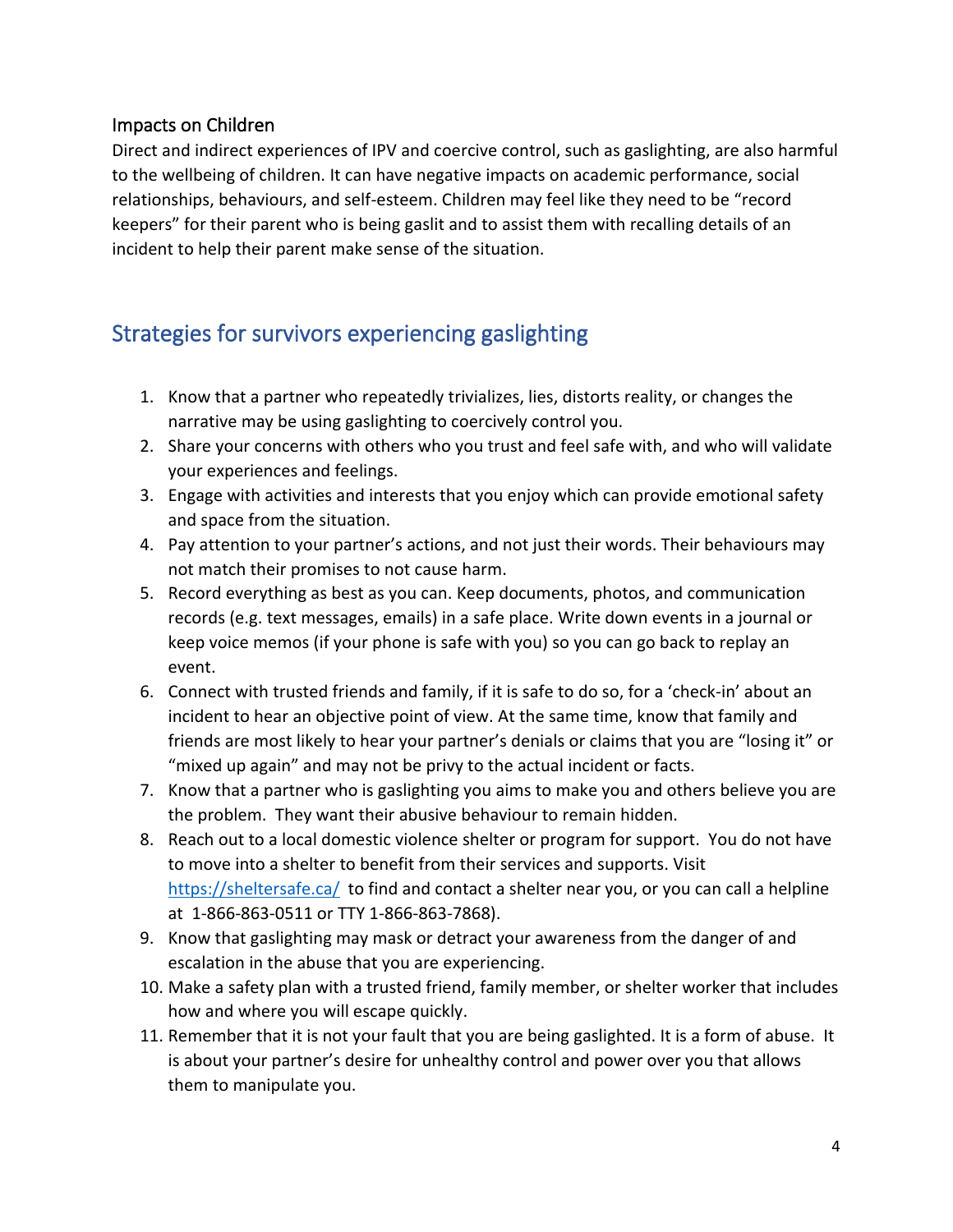### Impacts on Children

Direct and indirect experiences of IPV and coercive control, such as gaslighting, are also harmful to the wellbeing of children. It can have negative impacts on academic performance, social relationships, behaviours, and self-esteem. Children may feel like they need to be "record keepers" for their parent who is being gaslit and to assist them with recalling details of an incident to help their parent make sense of the situation.

## Strategies for survivors experiencing gaslighting

1. Know that a partner who repeatedly trivializes, lies, distorts reality, or changes the narrative may be using gaslighting to coercively control you.
2. Share your concerns with others who you trust and feel safe with, and who will validate your experiences and feelings.
3. Engage with activities and interests that you enjoy which can provide emotional safety and space from the situation.
4. Pay attention to your partner's actions, and not just their words. Their behaviours may not match their promises to not cause harm.
5. Record everything as best as you can. Keep documents, photos, and communication records (e.g. text messages, emails) in a safe place. Write down events in a journal or keep voice memos (if your phone is safe with you) so you can go back to replay an event.
6. Connect with trusted friends and family, if it is safe to do so, for a 'check-in' about an incident to hear an objective point of view. At the same time, know that family and friends are most likely to hear your partner's denials or claims that you are "losing it" or "mixed up again" and may not be privy to the actual incident or facts.
7. Know that a partner who is gaslighting you aims to make you and others believe you are the problem. They want their abusive behaviour to remain hidden.
8. Reach out to a local domestic violence shelter or program for support. You do not have to move into a shelter to benefit from their services and supports. Visit [https://sheltersafe.ca/](https://sheltersafe.ca/) to find and contact a shelter near you, or you can call a helpline at 1-866-863-0511 or TTY 1-866-863-7868).
9. Know that gaslighting may mask or detract your awareness from the danger of and escalation in the abuse that you are experiencing.
10. Make a safety plan with a trusted friend, family member, or shelter worker that includes how and where you will escape quickly.
11. Remember that it is not your fault that you are being gaslighted. It is a form of abuse. It is about your partner's desire for unhealthy control and power over you that allows them to manipulate you.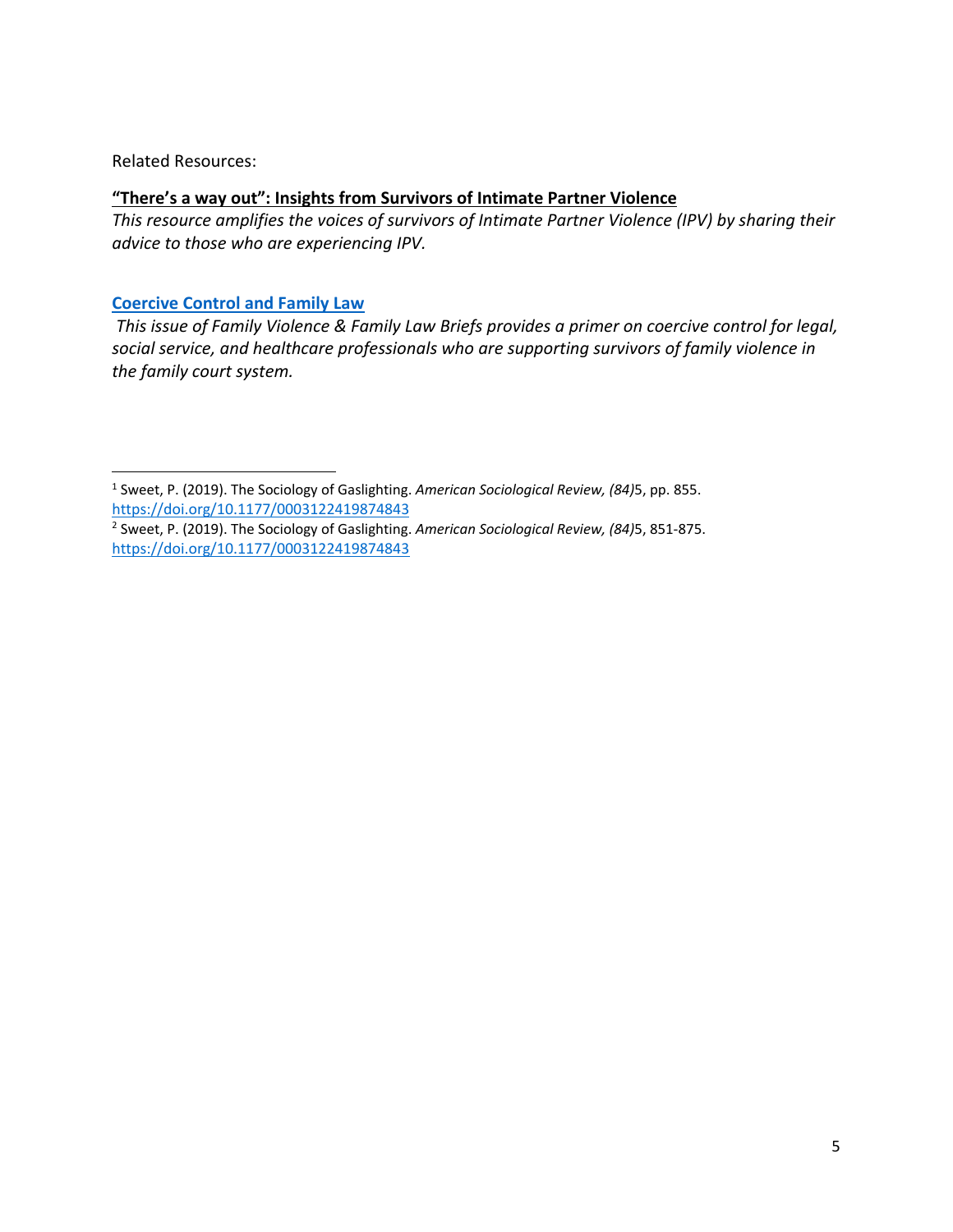Related Resources:

**"There's a way out": Insights from Survivors of Intimate Partner Violence**

*This resource amplifies the voices of survivors of Intimate Partner Violence (IPV) by sharing their advice to those who are experiencing IPV.*

**Coercive Control and Family Law**

*This issue of Family Violence & Family Law Briefs provides a primer on coercive control for legal, social service, and healthcare professionals who are supporting survivors of family violence in the family court system.*

---

[1] Sweet, P. (2019). The Sociology of Gaslighting. *American Sociological Review, (84)*5, pp. 855. https://doi.org/10.1177/0003122419874843

[2] Sweet, P. (2019). The Sociology of Gaslighting. *American Sociological Review, (84)*5, 851-875. https://doi.org/10.1177/0003122419874843